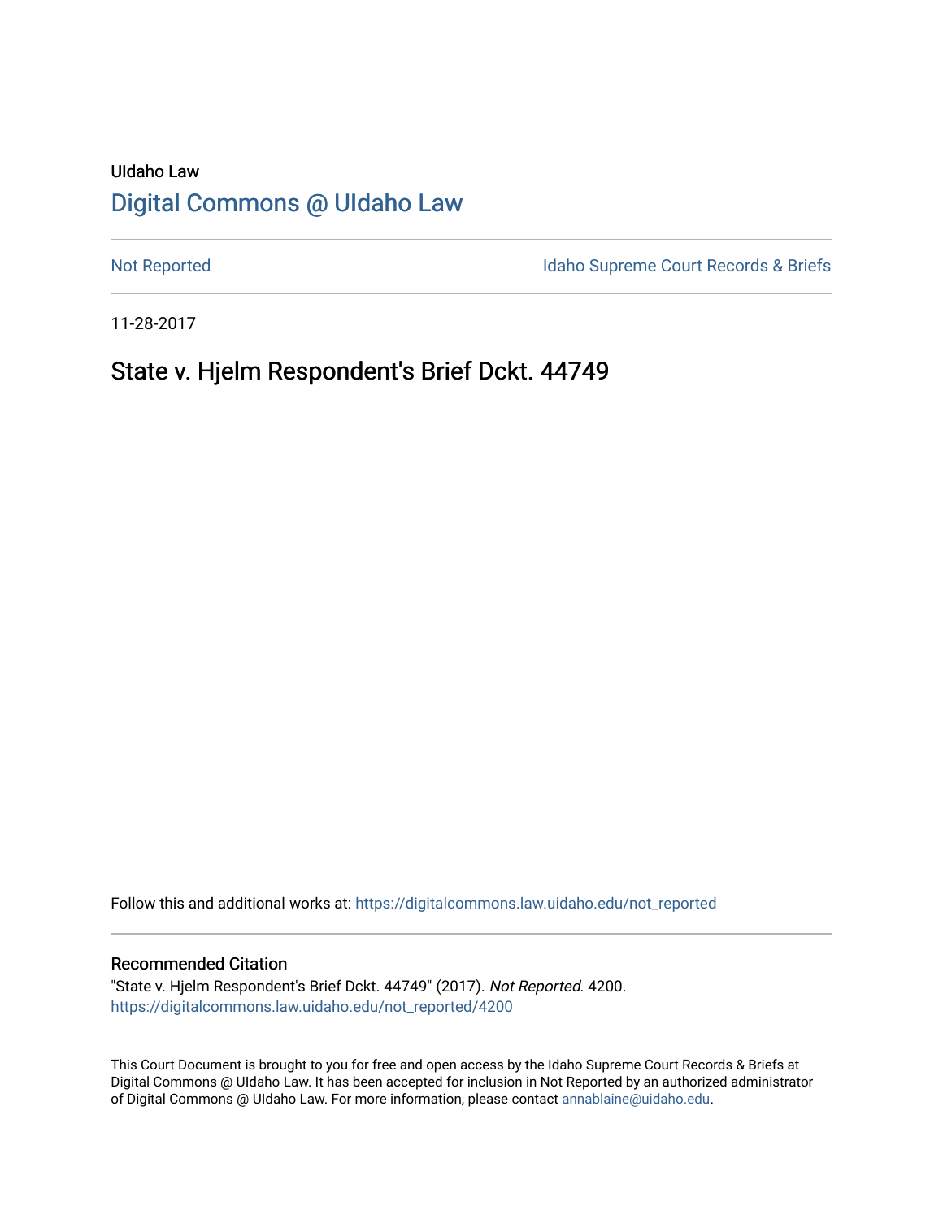UIdaho Law

# Digital Commons @ UIdaho Law

Not Reported

Idaho Supreme Court Records & Briefs

11-28-2017

## State v. Hjelm Respondent's Brief Dckt. 44749

Follow this and additional works at: https://digitalcommons.law.uidaho.edu/not_reported

### Recommended Citation

"State v. Hjelm Respondent's Brief Dckt. 44749" (2017). *Not Reported.* 4200.
https://digitalcommons.law.uidaho.edu/not_reported/4200

This Court Document is brought to you for free and open access by the Idaho Supreme Court Records & Briefs at Digital Commons @ UIdaho Law. It has been accepted for inclusion in Not Reported by an authorized administrator of Digital Commons @ UIdaho Law. For more information, please contact annablaine@uidaho.edu.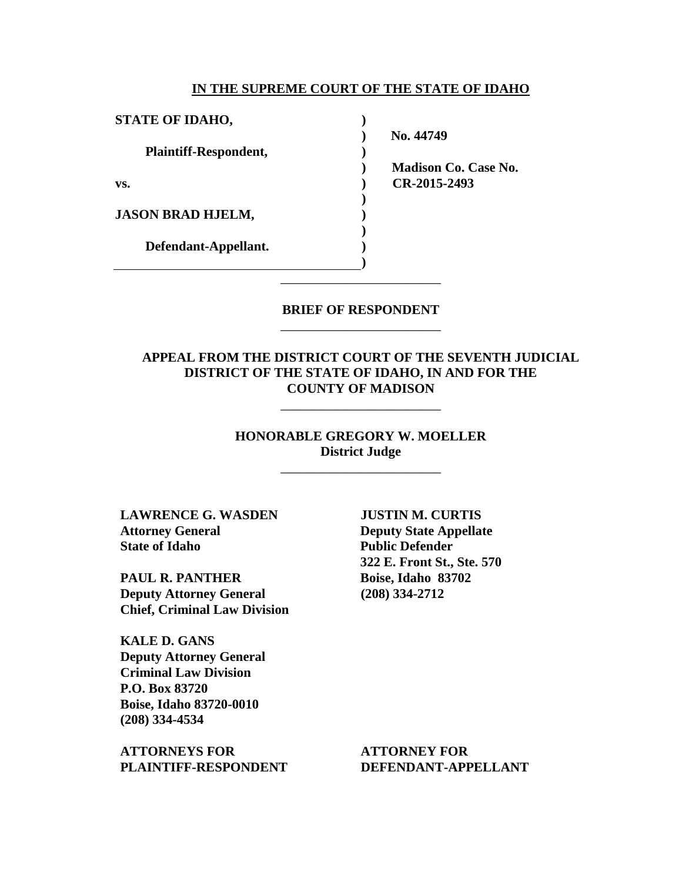**IN THE SUPREME COURT OF THE STATE OF IDAHO**

| | | |
|---|---|---|
| **STATE OF IDAHO,** | ) | |
| | ) | **No. 44749** |
| **Plaintiff-Respondent,** | ) | |
| | ) | **Madison Co. Case No.** |
| **vs.** | ) | **CR-2015-2493** |
| | ) | |
| **JASON BRAD HJELM,** | ) | |
| | ) | |
| **Defendant-Appellant.** | ) | |
| | ) | |

---

**BRIEF OF RESPONDENT**

---

**APPEAL FROM THE DISTRICT COURT OF THE SEVENTH JUDICIAL DISTRICT OF THE STATE OF IDAHO, IN AND FOR THE COUNTY OF MADISON**

---

**HONORABLE GREGORY W. MOELLER**
**District Judge**

---

**LAWRENCE G. WASDEN**
**Attorney General**
**State of Idaho**

**PAUL R. PANTHER**
**Deputy Attorney General**
**Chief, Criminal Law Division**

**KALE D. GANS**
**Deputy Attorney General**
**Criminal Law Division**
**P.O. Box 83720**
**Boise, Idaho 83720-0010**
**(208) 334-4534**

**ATTORNEYS FOR**
**PLAINTIFF-RESPONDENT**

**JUSTIN M. CURTIS**
**Deputy State Appellate**
**Public Defender**
**322 E. Front St., Ste. 570**
**Boise, Idaho 83702**
**(208) 334-2712**

**ATTORNEY FOR**
**DEFENDANT-APPELLANT**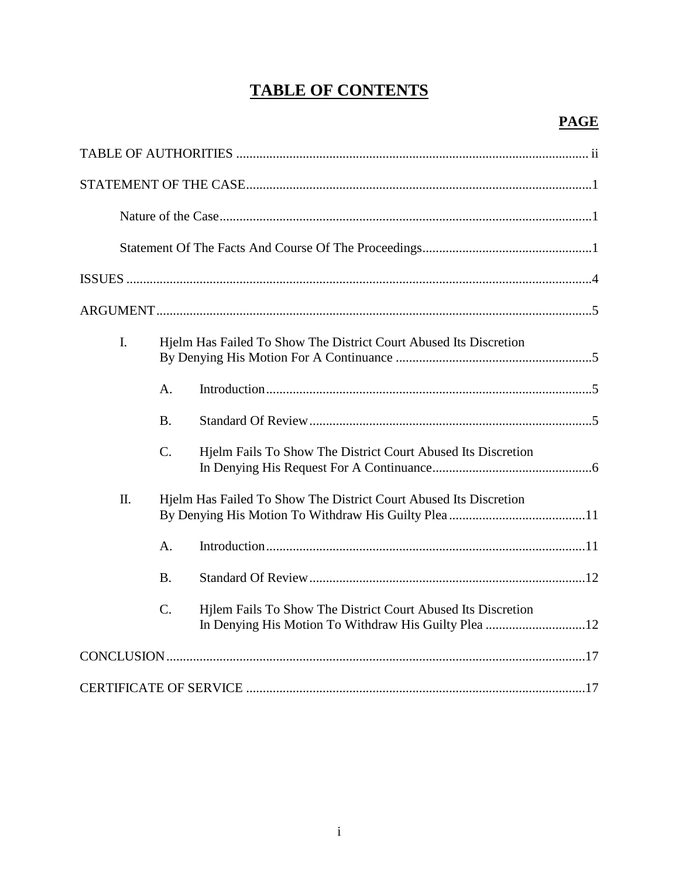# TABLE OF CONTENTS

**PAGE**

TABLE OF AUTHORITIES .......... ii

STATEMENT OF THE CASE .......... 1

Nature of the Case .......... 1

Statement Of The Facts And Course Of The Proceedings .......... 1

ISSUES .......... 4

ARGUMENT .......... 5

I. Hjelm Has Failed To Show The District Court Abused Its Discretion By Denying His Motion For A Continuance .......... 5

A. Introduction .......... 5

B. Standard Of Review .......... 5

C. Hjelm Fails To Show The District Court Abused Its Discretion In Denying His Request For A Continuance .......... 6

II. Hjelm Has Failed To Show The District Court Abused Its Discretion By Denying His Motion To Withdraw His Guilty Plea .......... 11

A. Introduction .......... 11

B. Standard Of Review .......... 12

C. Hjlem Fails To Show The District Court Abused Its Discretion In Denying His Motion To Withdraw His Guilty Plea .......... 12

CONCLUSION .......... 17

CERTIFICATE OF SERVICE .......... 17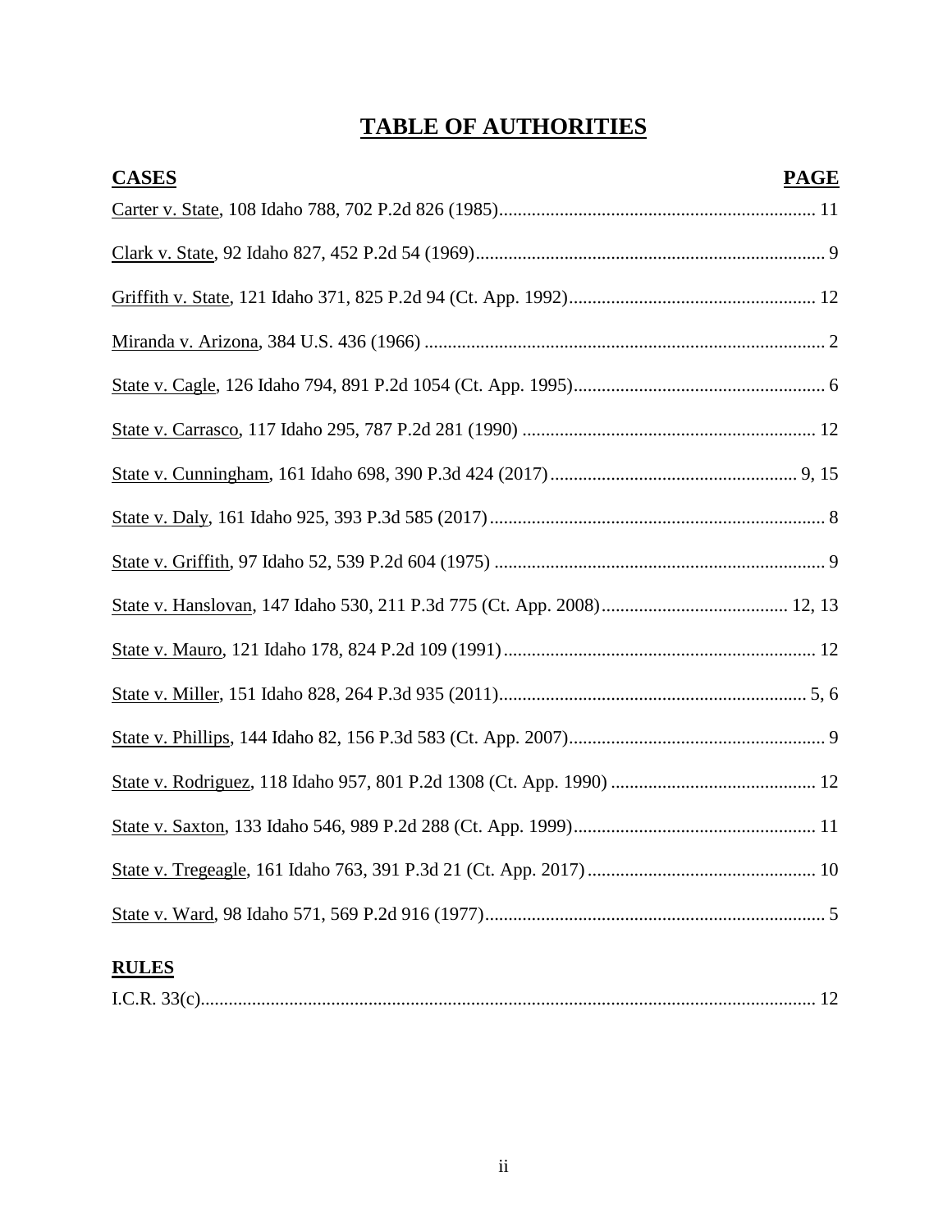# TABLE OF AUTHORITIES

| CASES | PAGE |
|---|---|
| Carter v. State, 108 Idaho 788, 702 P.2d 826 (1985) | 11 |
| Clark v. State, 92 Idaho 827, 452 P.2d 54 (1969) | 9 |
| Griffith v. State, 121 Idaho 371, 825 P.2d 94 (Ct. App. 1992) | 12 |
| Miranda v. Arizona, 384 U.S. 436 (1966) | 2 |
| State v. Cagle, 126 Idaho 794, 891 P.2d 1054 (Ct. App. 1995) | 6 |
| State v. Carrasco, 117 Idaho 295, 787 P.2d 281 (1990) | 12 |
| State v. Cunningham, 161 Idaho 698, 390 P.3d 424 (2017) | 9, 15 |
| State v. Daly, 161 Idaho 925, 393 P.3d 585 (2017) | 8 |
| State v. Griffith, 97 Idaho 52, 539 P.2d 604 (1975) | 9 |
| State v. Hanslovan, 147 Idaho 530, 211 P.3d 775 (Ct. App. 2008) | 12, 13 |
| State v. Mauro, 121 Idaho 178, 824 P.2d 109 (1991) | 12 |
| State v. Miller, 151 Idaho 828, 264 P.3d 935 (2011) | 5, 6 |
| State v. Phillips, 144 Idaho 82, 156 P.3d 583 (Ct. App. 2007) | 9 |
| State v. Rodriguez, 118 Idaho 957, 801 P.2d 1308 (Ct. App. 1990) | 12 |
| State v. Saxton, 133 Idaho 546, 989 P.2d 288 (Ct. App. 1999) | 11 |
| State v. Tregeagle, 161 Idaho 763, 391 P.3d 21 (Ct. App. 2017) | 10 |
| State v. Ward, 98 Idaho 571, 569 P.2d 916 (1977) | 5 |

| RULES | |
|---|---|
| I.C.R. 33(c) | 12 |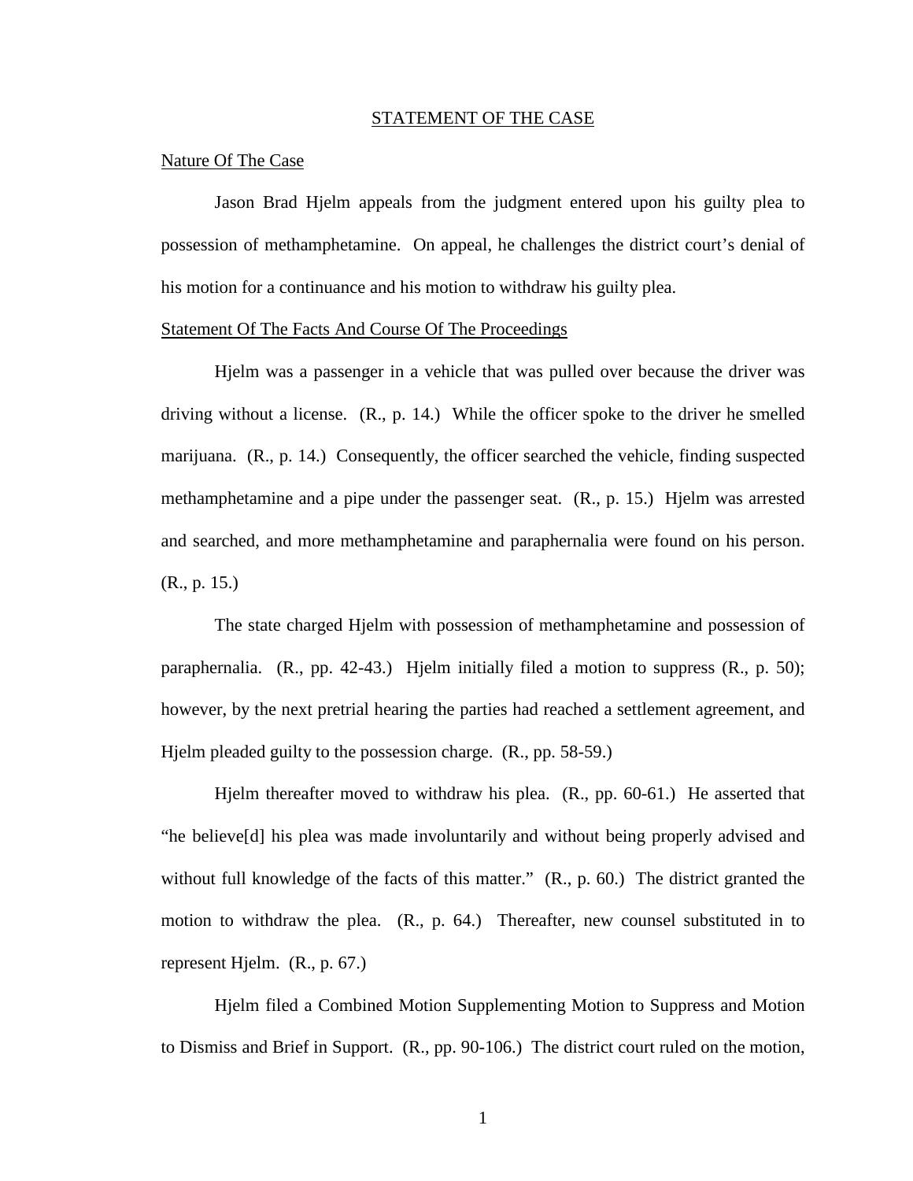## STATEMENT OF THE CASE

### Nature Of The Case

Jason Brad Hjelm appeals from the judgment entered upon his guilty plea to possession of methamphetamine. On appeal, he challenges the district court's denial of his motion for a continuance and his motion to withdraw his guilty plea.

### Statement Of The Facts And Course Of The Proceedings

Hjelm was a passenger in a vehicle that was pulled over because the driver was driving without a license. (R., p. 14.) While the officer spoke to the driver he smelled marijuana. (R., p. 14.) Consequently, the officer searched the vehicle, finding suspected methamphetamine and a pipe under the passenger seat. (R., p. 15.) Hjelm was arrested and searched, and more methamphetamine and paraphernalia were found on his person. (R., p. 15.)

The state charged Hjelm with possession of methamphetamine and possession of paraphernalia. (R., pp. 42-43.) Hjelm initially filed a motion to suppress (R., p. 50); however, by the next pretrial hearing the parties had reached a settlement agreement, and Hjelm pleaded guilty to the possession charge. (R., pp. 58-59.)

Hjelm thereafter moved to withdraw his plea. (R., pp. 60-61.) He asserted that "he believe[d] his plea was made involuntarily and without being properly advised and without full knowledge of the facts of this matter." (R., p. 60.) The district granted the motion to withdraw the plea. (R., p. 64.) Thereafter, new counsel substituted in to represent Hjelm. (R., p. 67.)

Hjelm filed a Combined Motion Supplementing Motion to Suppress and Motion to Dismiss and Brief in Support. (R., pp. 90-106.) The district court ruled on the motion,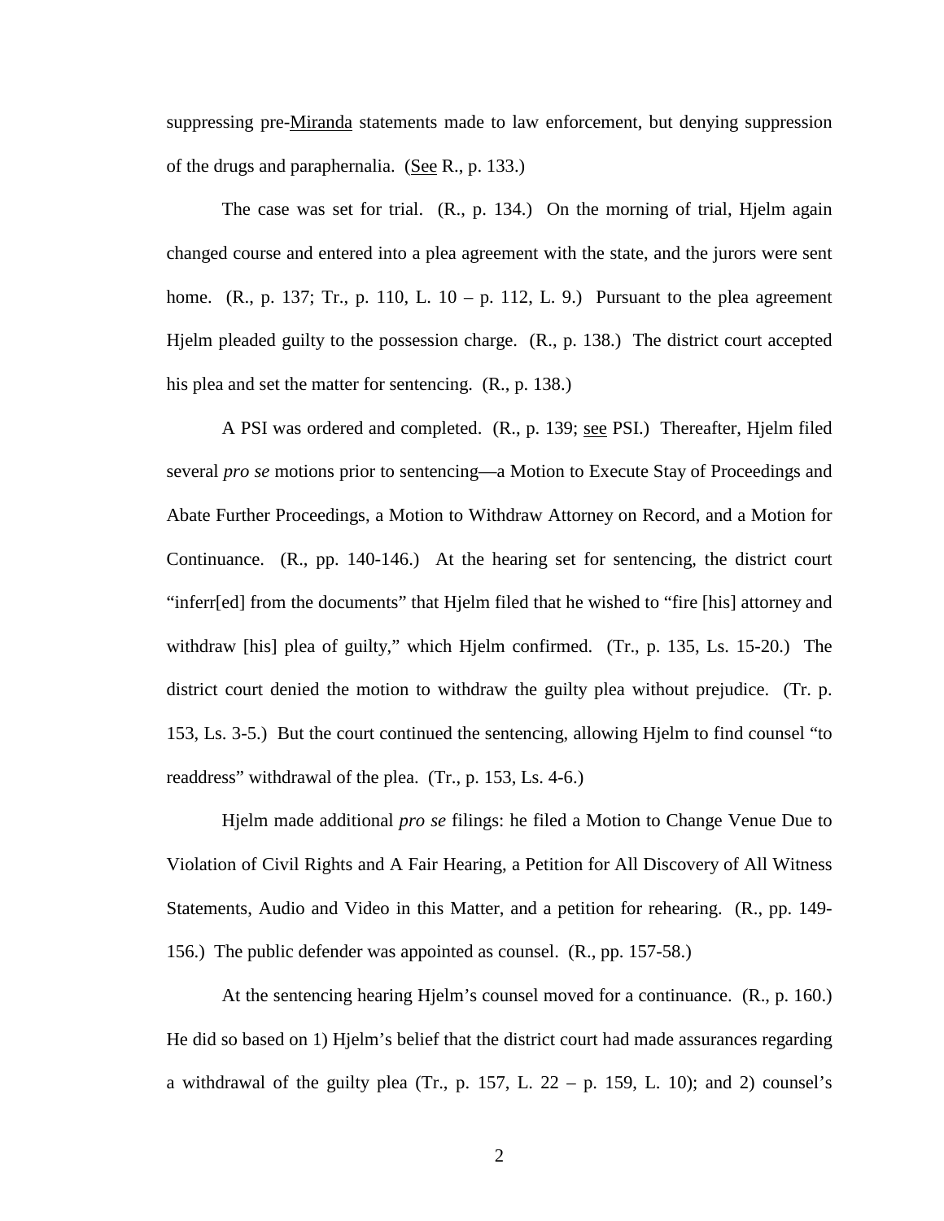suppressing pre-Miranda statements made to law enforcement, but denying suppression of the drugs and paraphernalia. (See R., p. 133.)

The case was set for trial. (R., p. 134.) On the morning of trial, Hjelm again changed course and entered into a plea agreement with the state, and the jurors were sent home. (R., p. 137; Tr., p. 110, L. 10 – p. 112, L. 9.) Pursuant to the plea agreement Hjelm pleaded guilty to the possession charge. (R., p. 138.) The district court accepted his plea and set the matter for sentencing. (R., p. 138.)

A PSI was ordered and completed. (R., p. 139; see PSI.) Thereafter, Hjelm filed several *pro se* motions prior to sentencing—a Motion to Execute Stay of Proceedings and Abate Further Proceedings, a Motion to Withdraw Attorney on Record, and a Motion for Continuance. (R., pp. 140-146.) At the hearing set for sentencing, the district court "inferr[ed] from the documents" that Hjelm filed that he wished to "fire [his] attorney and withdraw [his] plea of guilty," which Hjelm confirmed. (Tr., p. 135, Ls. 15-20.) The district court denied the motion to withdraw the guilty plea without prejudice. (Tr. p. 153, Ls. 3-5.) But the court continued the sentencing, allowing Hjelm to find counsel "to readdress" withdrawal of the plea. (Tr., p. 153, Ls. 4-6.)

Hjelm made additional *pro se* filings: he filed a Motion to Change Venue Due to Violation of Civil Rights and A Fair Hearing, a Petition for All Discovery of All Witness Statements, Audio and Video in this Matter, and a petition for rehearing. (R., pp. 149-156.) The public defender was appointed as counsel. (R., pp. 157-58.)

At the sentencing hearing Hjelm's counsel moved for a continuance. (R., p. 160.) He did so based on 1) Hjelm's belief that the district court had made assurances regarding a withdrawal of the guilty plea (Tr., p. 157, L. 22 – p. 159, L. 10); and 2) counsel's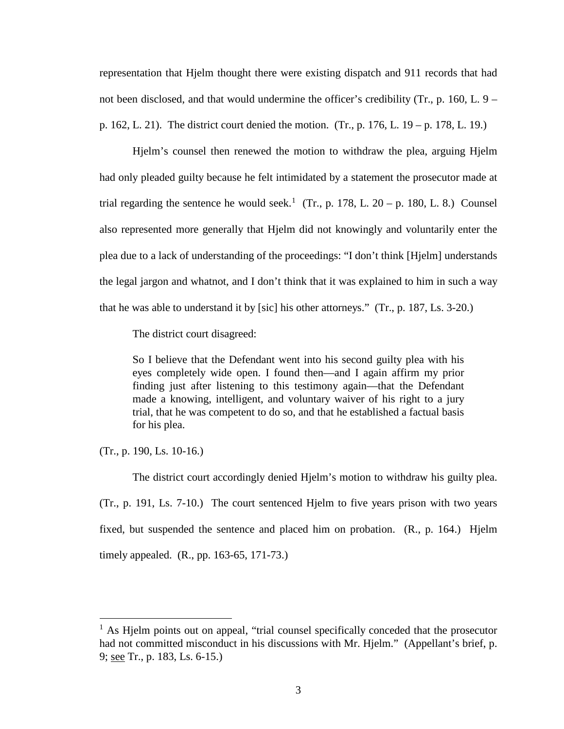representation that Hjelm thought there were existing dispatch and 911 records that had not been disclosed, and that would undermine the officer's credibility (Tr., p. 160, L. 9 – p. 162, L. 21). The district court denied the motion. (Tr., p. 176, L. 19 – p. 178, L. 19.)

Hjelm's counsel then renewed the motion to withdraw the plea, arguing Hjelm had only pleaded guilty because he felt intimidated by a statement the prosecutor made at trial regarding the sentence he would seek.[1] (Tr., p. 178, L. 20 – p. 180, L. 8.) Counsel also represented more generally that Hjelm did not knowingly and voluntarily enter the plea due to a lack of understanding of the proceedings: "I don't think [Hjelm] understands the legal jargon and whatnot, and I don't think that it was explained to him in such a way that he was able to understand it by [sic] his other attorneys." (Tr., p. 187, Ls. 3-20.)

The district court disagreed:

> So I believe that the Defendant went into his second guilty plea with his eyes completely wide open. I found then—and I again affirm my prior finding just after listening to this testimony again—that the Defendant made a knowing, intelligent, and voluntary waiver of his right to a jury trial, that he was competent to do so, and that he established a factual basis for his plea.

(Tr., p. 190, Ls. 10-16.)

The district court accordingly denied Hjelm's motion to withdraw his guilty plea. (Tr., p. 191, Ls. 7-10.) The court sentenced Hjelm to five years prison with two years fixed, but suspended the sentence and placed him on probation. (R., p. 164.) Hjelm timely appealed. (R., pp. 163-65, 171-73.)

---

[1] As Hjelm points out on appeal, "trial counsel specifically conceded that the prosecutor had not committed misconduct in his discussions with Mr. Hjelm." (Appellant's brief, p. 9; see Tr., p. 183, Ls. 6-15.)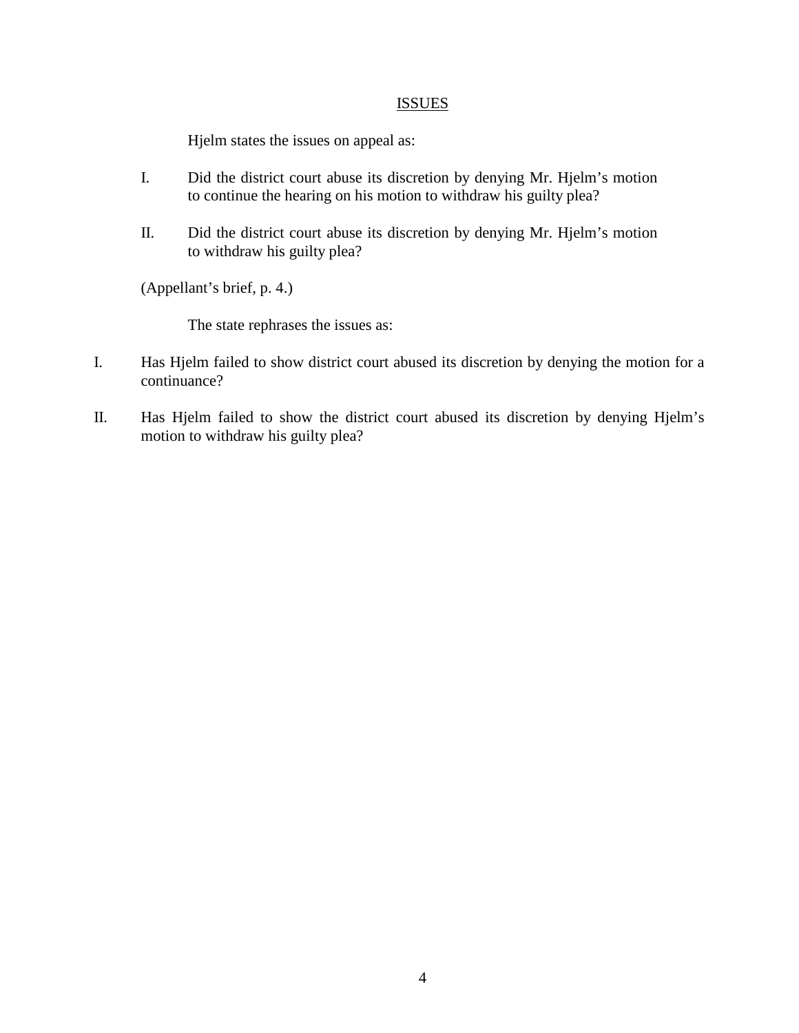## ISSUES

Hjelm states the issues on appeal as:

I. Did the district court abuse its discretion by denying Mr. Hjelm's motion to continue the hearing on his motion to withdraw his guilty plea?

II. Did the district court abuse its discretion by denying Mr. Hjelm's motion to withdraw his guilty plea?

(Appellant's brief, p. 4.)

The state rephrases the issues as:

I. Has Hjelm failed to show district court abused its discretion by denying the motion for a continuance?

II. Has Hjelm failed to show the district court abused its discretion by denying Hjelm's motion to withdraw his guilty plea?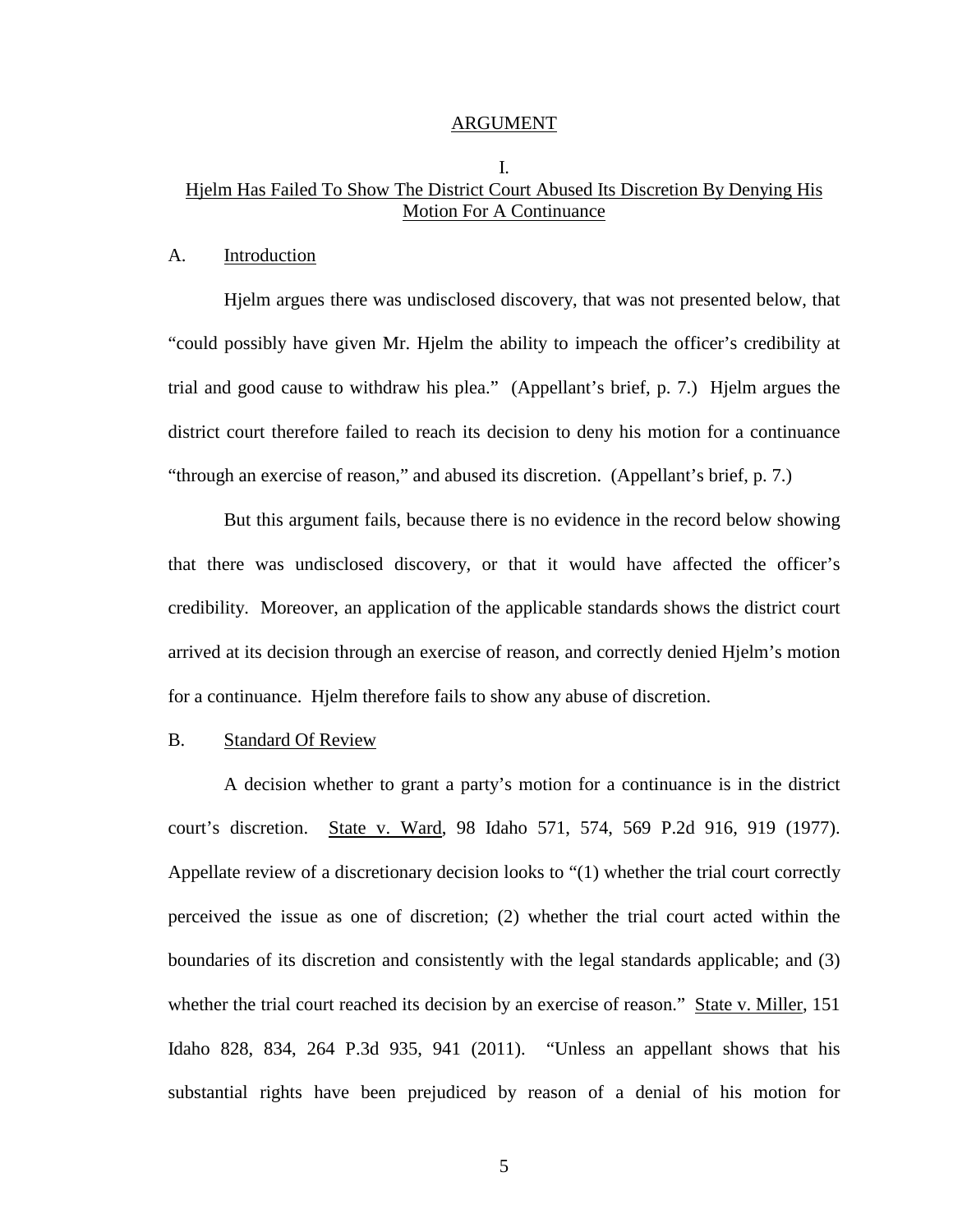## ARGUMENT

### I.
### Hjelm Has Failed To Show The District Court Abused Its Discretion By Denying His Motion For A Continuance

A. Introduction

Hjelm argues there was undisclosed discovery, that was not presented below, that "could possibly have given Mr. Hjelm the ability to impeach the officer's credibility at trial and good cause to withdraw his plea." (Appellant's brief, p. 7.) Hjelm argues the district court therefore failed to reach its decision to deny his motion for a continuance "through an exercise of reason," and abused its discretion. (Appellant's brief, p. 7.)

But this argument fails, because there is no evidence in the record below showing that there was undisclosed discovery, or that it would have affected the officer's credibility. Moreover, an application of the applicable standards shows the district court arrived at its decision through an exercise of reason, and correctly denied Hjelm's motion for a continuance. Hjelm therefore fails to show any abuse of discretion.

B. Standard Of Review

A decision whether to grant a party's motion for a continuance is in the district court's discretion. State v. Ward, 98 Idaho 571, 574, 569 P.2d 916, 919 (1977). Appellate review of a discretionary decision looks to "(1) whether the trial court correctly perceived the issue as one of discretion; (2) whether the trial court acted within the boundaries of its discretion and consistently with the legal standards applicable; and (3) whether the trial court reached its decision by an exercise of reason." State v. Miller, 151 Idaho 828, 834, 264 P.3d 935, 941 (2011). "Unless an appellant shows that his substantial rights have been prejudiced by reason of a denial of his motion for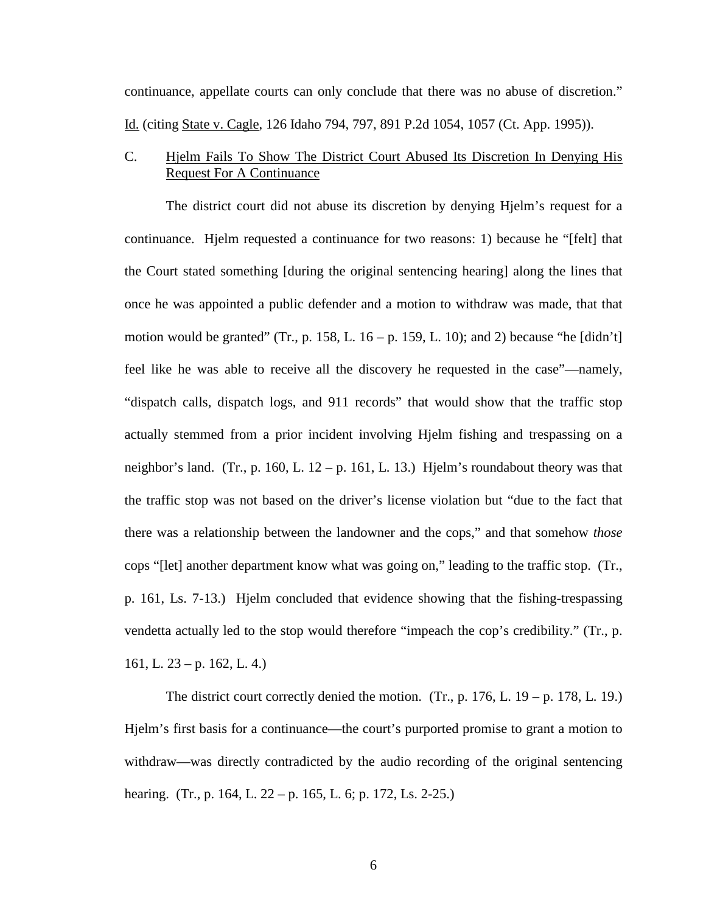continuance, appellate courts can only conclude that there was no abuse of discretion." Id. (citing State v. Cagle, 126 Idaho 794, 797, 891 P.2d 1054, 1057 (Ct. App. 1995)).

C. Hjelm Fails To Show The District Court Abused Its Discretion In Denying His Request For A Continuance

The district court did not abuse its discretion by denying Hjelm's request for a continuance. Hjelm requested a continuance for two reasons: 1) because he "[felt] that the Court stated something [during the original sentencing hearing] along the lines that once he was appointed a public defender and a motion to withdraw was made, that that motion would be granted" (Tr., p. 158, L. 16 – p. 159, L. 10); and 2) because "he [didn't] feel like he was able to receive all the discovery he requested in the case"—namely, "dispatch calls, dispatch logs, and 911 records" that would show that the traffic stop actually stemmed from a prior incident involving Hjelm fishing and trespassing on a neighbor's land. (Tr., p. 160, L. 12 – p. 161, L. 13.) Hjelm's roundabout theory was that the traffic stop was not based on the driver's license violation but "due to the fact that there was a relationship between the landowner and the cops," and that somehow *those* cops "[let] another department know what was going on," leading to the traffic stop. (Tr., p. 161, Ls. 7-13.) Hjelm concluded that evidence showing that the fishing-trespassing vendetta actually led to the stop would therefore "impeach the cop's credibility." (Tr., p. 161, L. 23 – p. 162, L. 4.)

The district court correctly denied the motion. (Tr., p. 176, L. 19 – p. 178, L. 19.) Hjelm's first basis for a continuance—the court's purported promise to grant a motion to withdraw—was directly contradicted by the audio recording of the original sentencing hearing. (Tr., p. 164, L. 22 – p. 165, L. 6; p. 172, Ls. 2-25.)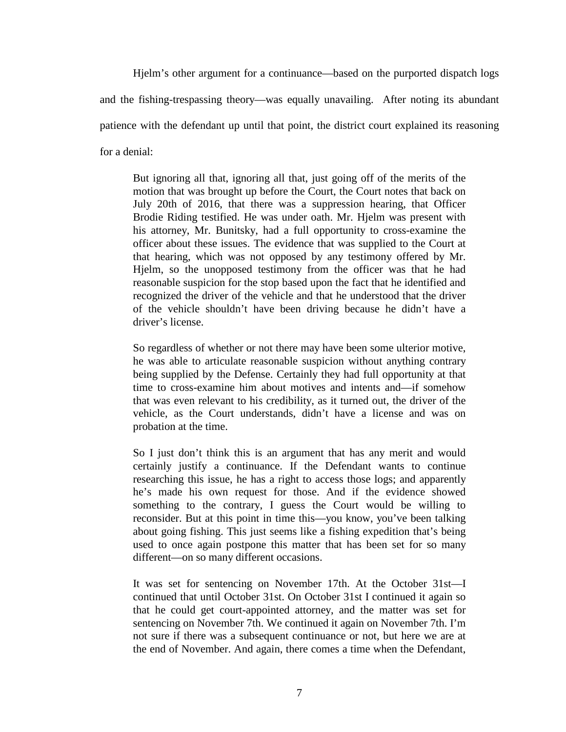Hjelm's other argument for a continuance—based on the purported dispatch logs and the fishing-trespassing theory—was equally unavailing. After noting its abundant patience with the defendant up until that point, the district court explained its reasoning for a denial:

> But ignoring all that, ignoring all that, just going off of the merits of the motion that was brought up before the Court, the Court notes that back on July 20th of 2016, that there was a suppression hearing, that Officer Brodie Riding testified. He was under oath. Mr. Hjelm was present with his attorney, Mr. Bunitsky, had a full opportunity to cross-examine the officer about these issues. The evidence that was supplied to the Court at that hearing, which was not opposed by any testimony offered by Mr. Hjelm, so the unopposed testimony from the officer was that he had reasonable suspicion for the stop based upon the fact that he identified and recognized the driver of the vehicle and that he understood that the driver of the vehicle shouldn't have been driving because he didn't have a driver's license.
>
> So regardless of whether or not there may have been some ulterior motive, he was able to articulate reasonable suspicion without anything contrary being supplied by the Defense. Certainly they had full opportunity at that time to cross-examine him about motives and intents and—if somehow that was even relevant to his credibility, as it turned out, the driver of the vehicle, as the Court understands, didn't have a license and was on probation at the time.
>
> So I just don't think this is an argument that has any merit and would certainly justify a continuance. If the Defendant wants to continue researching this issue, he has a right to access those logs; and apparently he's made his own request for those. And if the evidence showed something to the contrary, I guess the Court would be willing to reconsider. But at this point in time this—you know, you've been talking about going fishing. This just seems like a fishing expedition that's being used to once again postpone this matter that has been set for so many different—on so many different occasions.
>
> It was set for sentencing on November 17th. At the October 31st—I continued that until October 31st. On October 31st I continued it again so that he could get court-appointed attorney, and the matter was set for sentencing on November 7th. We continued it again on November 7th. I'm not sure if there was a subsequent continuance or not, but here we are at the end of November. And again, there comes a time when the Defendant,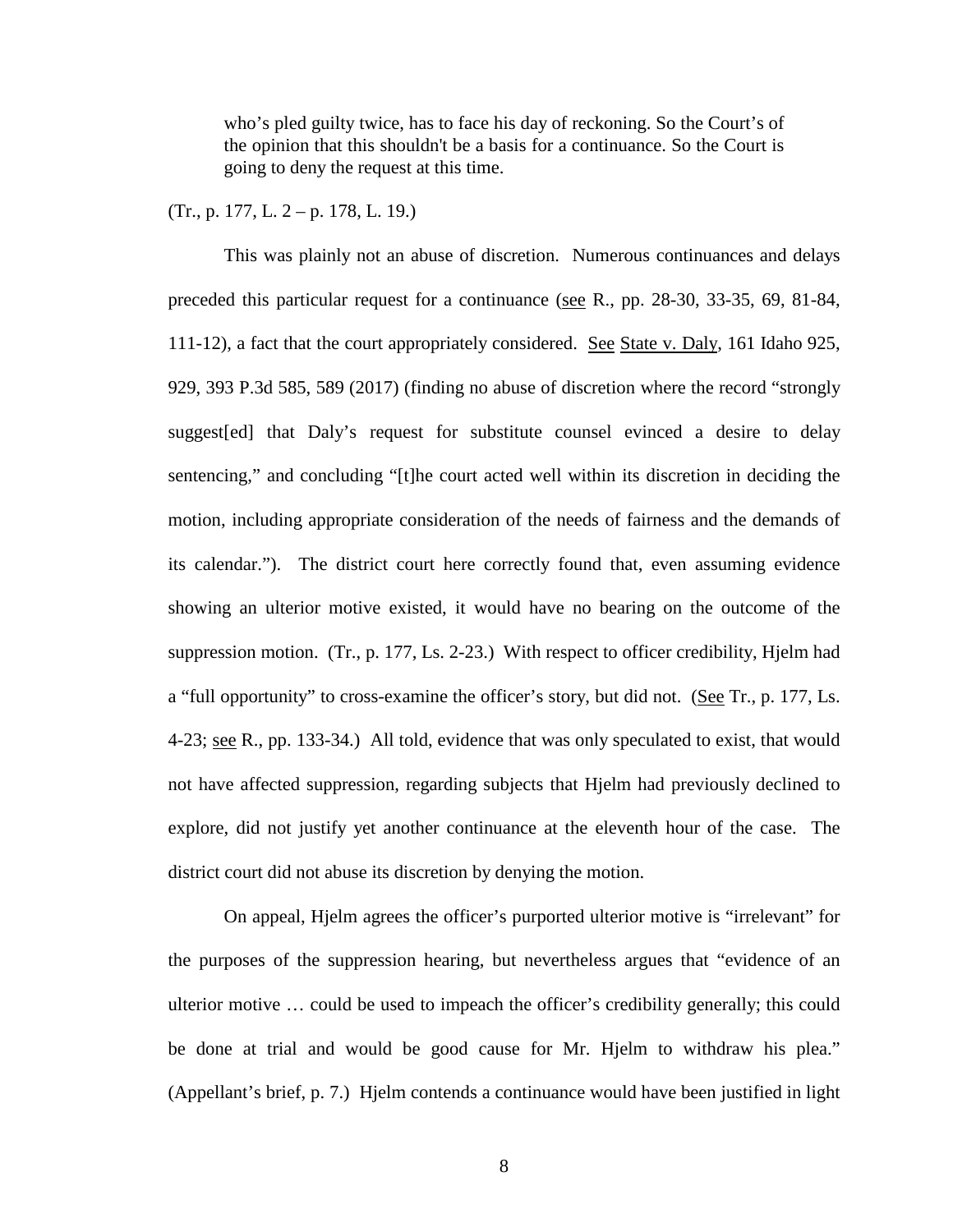> who's pled guilty twice, has to face his day of reckoning. So the Court's of the opinion that this shouldn't be a basis for a continuance. So the Court is going to deny the request at this time.

(Tr., p. 177, L. 2 – p. 178, L. 19.)

This was plainly not an abuse of discretion. Numerous continuances and delays preceded this particular request for a continuance (see R., pp. 28-30, 33-35, 69, 81-84, 111-12), a fact that the court appropriately considered. See State v. Daly, 161 Idaho 925, 929, 393 P.3d 585, 589 (2017) (finding no abuse of discretion where the record "strongly suggest[ed] that Daly's request for substitute counsel evinced a desire to delay sentencing," and concluding "[t]he court acted well within its discretion in deciding the motion, including appropriate consideration of the needs of fairness and the demands of its calendar."). The district court here correctly found that, even assuming evidence showing an ulterior motive existed, it would have no bearing on the outcome of the suppression motion. (Tr., p. 177, Ls. 2-23.) With respect to officer credibility, Hjelm had a "full opportunity" to cross-examine the officer's story, but did not. (See Tr., p. 177, Ls. 4-23; see R., pp. 133-34.) All told, evidence that was only speculated to exist, that would not have affected suppression, regarding subjects that Hjelm had previously declined to explore, did not justify yet another continuance at the eleventh hour of the case. The district court did not abuse its discretion by denying the motion.

On appeal, Hjelm agrees the officer's purported ulterior motive is "irrelevant" for the purposes of the suppression hearing, but nevertheless argues that "evidence of an ulterior motive … could be used to impeach the officer's credibility generally; this could be done at trial and would be good cause for Mr. Hjelm to withdraw his plea." (Appellant's brief, p. 7.) Hjelm contends a continuance would have been justified in light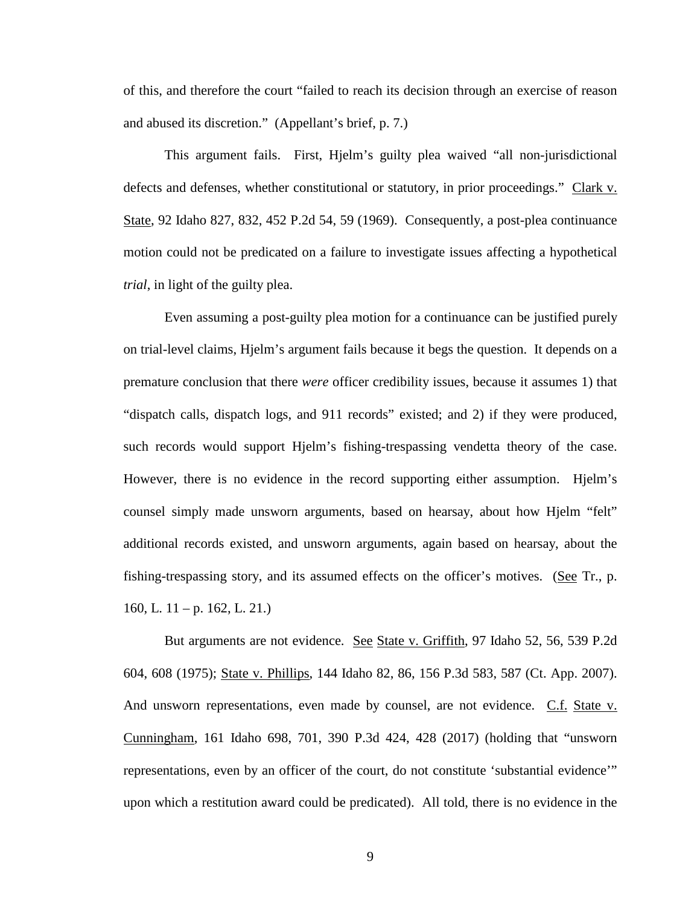of this, and therefore the court "failed to reach its decision through an exercise of reason and abused its discretion." (Appellant's brief, p. 7.)

This argument fails. First, Hjelm's guilty plea waived "all non-jurisdictional defects and defenses, whether constitutional or statutory, in prior proceedings." Clark v. State, 92 Idaho 827, 832, 452 P.2d 54, 59 (1969). Consequently, a post-plea continuance motion could not be predicated on a failure to investigate issues affecting a hypothetical *trial*, in light of the guilty plea.

Even assuming a post-guilty plea motion for a continuance can be justified purely on trial-level claims, Hjelm's argument fails because it begs the question. It depends on a premature conclusion that there *were* officer credibility issues, because it assumes 1) that "dispatch calls, dispatch logs, and 911 records" existed; and 2) if they were produced, such records would support Hjelm's fishing-trespassing vendetta theory of the case. However, there is no evidence in the record supporting either assumption. Hjelm's counsel simply made unsworn arguments, based on hearsay, about how Hjelm "felt" additional records existed, and unsworn arguments, again based on hearsay, about the fishing-trespassing story, and its assumed effects on the officer's motives. (See Tr., p. 160, L. 11 – p. 162, L. 21.)

But arguments are not evidence. See State v. Griffith, 97 Idaho 52, 56, 539 P.2d 604, 608 (1975); State v. Phillips, 144 Idaho 82, 86, 156 P.3d 583, 587 (Ct. App. 2007). And unsworn representations, even made by counsel, are not evidence. C.f. State v. Cunningham, 161 Idaho 698, 701, 390 P.3d 424, 428 (2017) (holding that "unsworn representations, even by an officer of the court, do not constitute 'substantial evidence'" upon which a restitution award could be predicated). All told, there is no evidence in the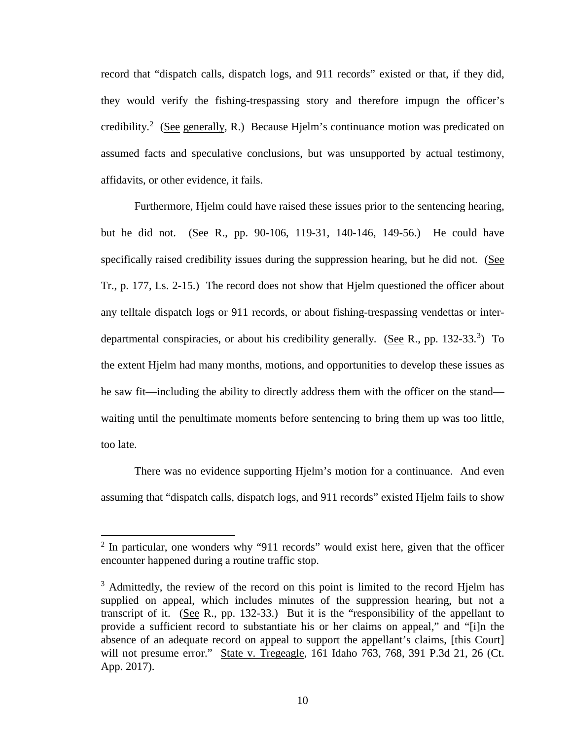record that "dispatch calls, dispatch logs, and 911 records" existed or that, if they did, they would verify the fishing-trespassing story and therefore impugn the officer's credibility.[2] (See generally, R.) Because Hjelm's continuance motion was predicated on assumed facts and speculative conclusions, but was unsupported by actual testimony, affidavits, or other evidence, it fails.

Furthermore, Hjelm could have raised these issues prior to the sentencing hearing, but he did not. (See R., pp. 90-106, 119-31, 140-146, 149-56.) He could have specifically raised credibility issues during the suppression hearing, but he did not. (See Tr., p. 177, Ls. 2-15.) The record does not show that Hjelm questioned the officer about any telltale dispatch logs or 911 records, or about fishing-trespassing vendettas or inter-departmental conspiracies, or about his credibility generally. (See R., pp. 132-33.[3]) To the extent Hjelm had many months, motions, and opportunities to develop these issues as he saw fit—including the ability to directly address them with the officer on the stand—waiting until the penultimate moments before sentencing to bring them up was too little, too late.

There was no evidence supporting Hjelm's motion for a continuance. And even assuming that "dispatch calls, dispatch logs, and 911 records" existed Hjelm fails to show

---

[2] In particular, one wonders why "911 records" would exist here, given that the officer encounter happened during a routine traffic stop.

[3] Admittedly, the review of the record on this point is limited to the record Hjelm has supplied on appeal, which includes minutes of the suppression hearing, but not a transcript of it. (See R., pp. 132-33.) But it is the "responsibility of the appellant to provide a sufficient record to substantiate his or her claims on appeal," and "[i]n the absence of an adequate record on appeal to support the appellant's claims, [this Court] will not presume error." State v. Tregeagle, 161 Idaho 763, 768, 391 P.3d 21, 26 (Ct. App. 2017).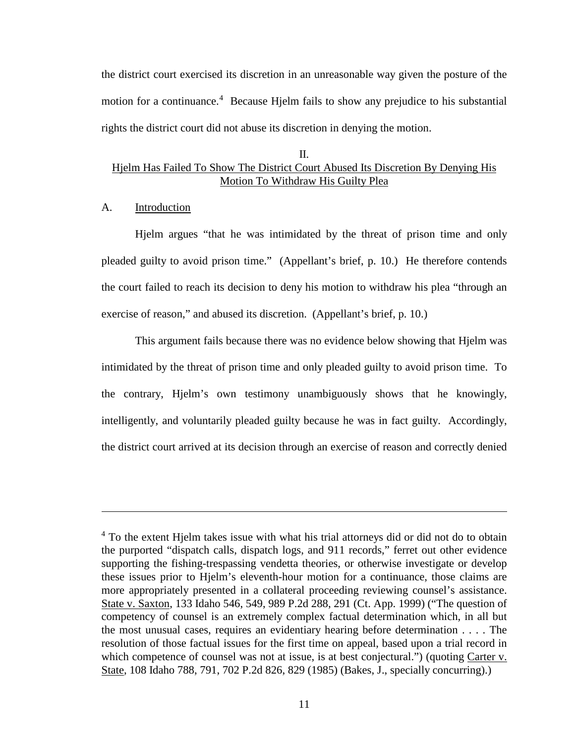the district court exercised its discretion in an unreasonable way given the posture of the motion for a continuance.[4] Because Hjelm fails to show any prejudice to his substantial rights the district court did not abuse its discretion in denying the motion.

## II. Hjelm Has Failed To Show The District Court Abused Its Discretion By Denying His Motion To Withdraw His Guilty Plea

### A. Introduction

Hjelm argues "that he was intimidated by the threat of prison time and only pleaded guilty to avoid prison time." (Appellant's brief, p. 10.) He therefore contends the court failed to reach its decision to deny his motion to withdraw his plea "through an exercise of reason," and abused its discretion. (Appellant's brief, p. 10.)

This argument fails because there was no evidence below showing that Hjelm was intimidated by the threat of prison time and only pleaded guilty to avoid prison time. To the contrary, Hjelm's own testimony unambiguously shows that he knowingly, intelligently, and voluntarily pleaded guilty because he was in fact guilty. Accordingly, the district court arrived at its decision through an exercise of reason and correctly denied

---

[4] To the extent Hjelm takes issue with what his trial attorneys did or did not do to obtain the purported "dispatch calls, dispatch logs, and 911 records," ferret out other evidence supporting the fishing-trespassing vendetta theories, or otherwise investigate or develop these issues prior to Hjelm's eleventh-hour motion for a continuance, those claims are more appropriately presented in a collateral proceeding reviewing counsel's assistance. State v. Saxton, 133 Idaho 546, 549, 989 P.2d 288, 291 (Ct. App. 1999) ("The question of competency of counsel is an extremely complex factual determination which, in all but the most unusual cases, requires an evidentiary hearing before determination . . . . The resolution of those factual issues for the first time on appeal, based upon a trial record in which competence of counsel was not at issue, is at best conjectural.") (quoting Carter v. State, 108 Idaho 788, 791, 702 P.2d 826, 829 (1985) (Bakes, J., specially concurring).)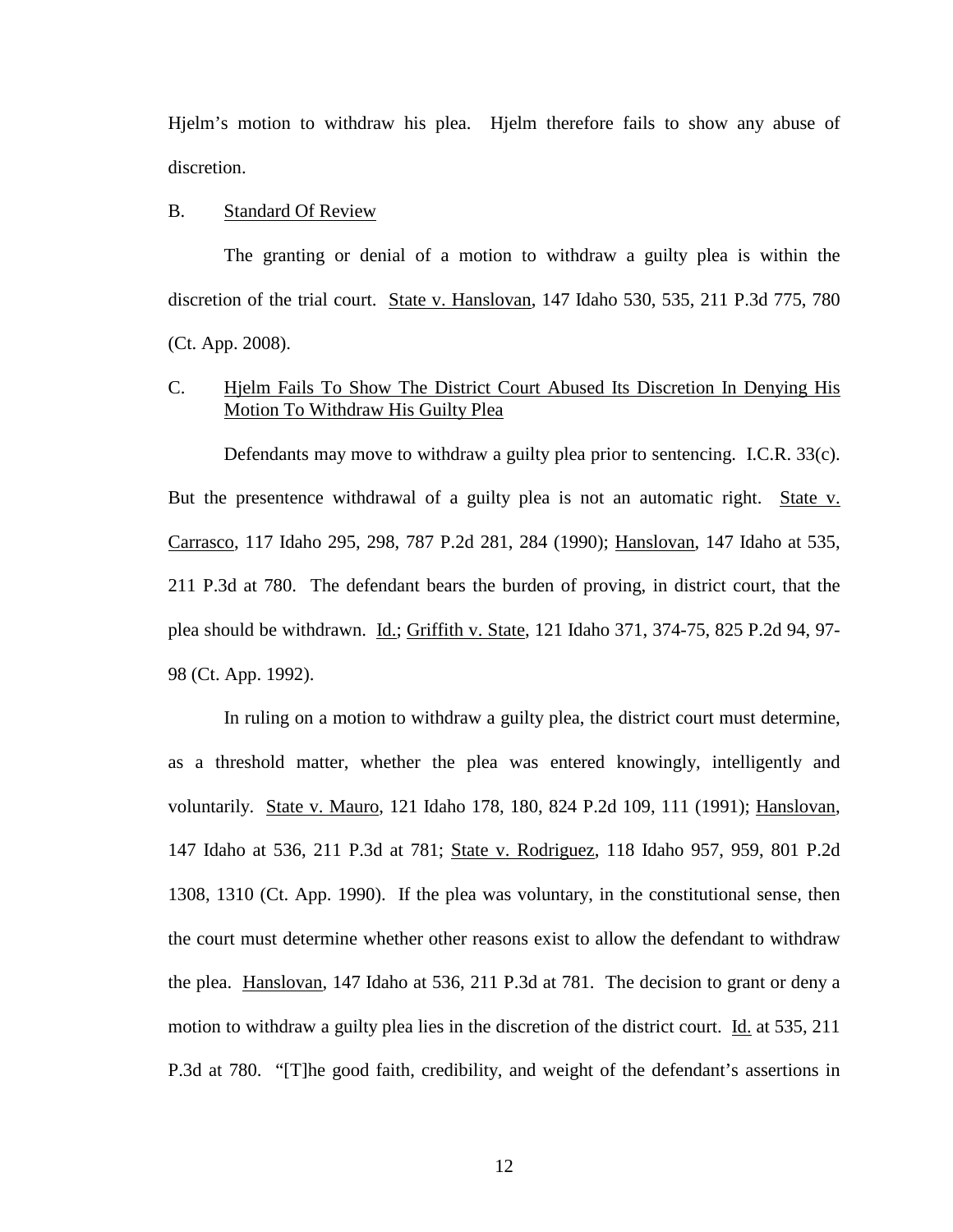Hjelm's motion to withdraw his plea. Hjelm therefore fails to show any abuse of discretion.

B. Standard Of Review

The granting or denial of a motion to withdraw a guilty plea is within the discretion of the trial court. State v. Hanslovan, 147 Idaho 530, 535, 211 P.3d 775, 780 (Ct. App. 2008).

C. Hjelm Fails To Show The District Court Abused Its Discretion In Denying His Motion To Withdraw His Guilty Plea

Defendants may move to withdraw a guilty plea prior to sentencing. I.C.R. 33(c). But the presentence withdrawal of a guilty plea is not an automatic right. State v. Carrasco, 117 Idaho 295, 298, 787 P.2d 281, 284 (1990); Hanslovan, 147 Idaho at 535, 211 P.3d at 780. The defendant bears the burden of proving, in district court, that the plea should be withdrawn. Id.; Griffith v. State, 121 Idaho 371, 374-75, 825 P.2d 94, 97-98 (Ct. App. 1992).

In ruling on a motion to withdraw a guilty plea, the district court must determine, as a threshold matter, whether the plea was entered knowingly, intelligently and voluntarily. State v. Mauro, 121 Idaho 178, 180, 824 P.2d 109, 111 (1991); Hanslovan, 147 Idaho at 536, 211 P.3d at 781; State v. Rodriguez, 118 Idaho 957, 959, 801 P.2d 1308, 1310 (Ct. App. 1990). If the plea was voluntary, in the constitutional sense, then the court must determine whether other reasons exist to allow the defendant to withdraw the plea. Hanslovan, 147 Idaho at 536, 211 P.3d at 781. The decision to grant or deny a motion to withdraw a guilty plea lies in the discretion of the district court. Id. at 535, 211 P.3d at 780. "[T]he good faith, credibility, and weight of the defendant's assertions in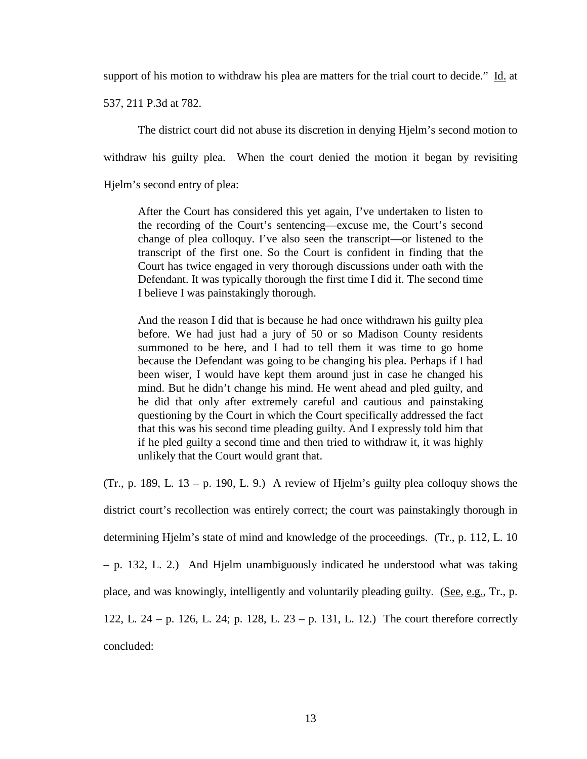support of his motion to withdraw his plea are matters for the trial court to decide." Id. at 537, 211 P.3d at 782.

The district court did not abuse its discretion in denying Hjelm's second motion to withdraw his guilty plea. When the court denied the motion it began by revisiting Hjelm's second entry of plea:

> After the Court has considered this yet again, I've undertaken to listen to the recording of the Court's sentencing—excuse me, the Court's second change of plea colloquy. I've also seen the transcript—or listened to the transcript of the first one. So the Court is confident in finding that the Court has twice engaged in very thorough discussions under oath with the Defendant. It was typically thorough the first time I did it. The second time I believe I was painstakingly thorough.
>
> And the reason I did that is because he had once withdrawn his guilty plea before. We had just had a jury of 50 or so Madison County residents summoned to be here, and I had to tell them it was time to go home because the Defendant was going to be changing his plea. Perhaps if I had been wiser, I would have kept them around just in case he changed his mind. But he didn't change his mind. He went ahead and pled guilty, and he did that only after extremely careful and cautious and painstaking questioning by the Court in which the Court specifically addressed the fact that this was his second time pleading guilty. And I expressly told him that if he pled guilty a second time and then tried to withdraw it, it was highly unlikely that the Court would grant that.

(Tr., p. 189, L. 13 – p. 190, L. 9.) A review of Hjelm's guilty plea colloquy shows the district court's recollection was entirely correct; the court was painstakingly thorough in determining Hjelm's state of mind and knowledge of the proceedings. (Tr., p. 112, L. 10 – p. 132, L. 2.) And Hjelm unambiguously indicated he understood what was taking place, and was knowingly, intelligently and voluntarily pleading guilty. (See, e.g., Tr., p. 122, L. 24 – p. 126, L. 24; p. 128, L. 23 – p. 131, L. 12.) The court therefore correctly concluded: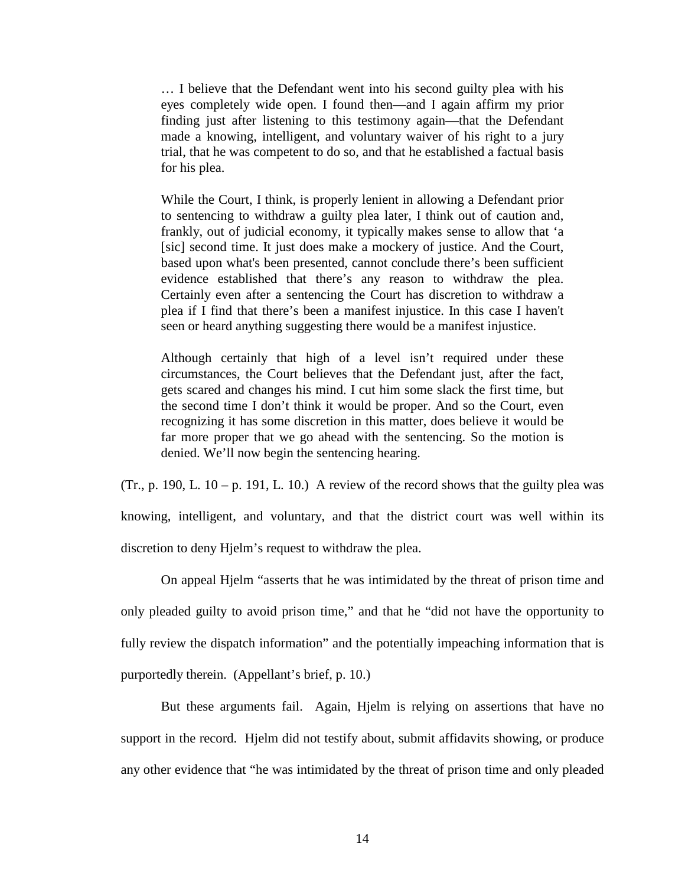> … I believe that the Defendant went into his second guilty plea with his eyes completely wide open. I found then—and I again affirm my prior finding just after listening to this testimony again—that the Defendant made a knowing, intelligent, and voluntary waiver of his right to a jury trial, that he was competent to do so, and that he established a factual basis for his plea.
>
> While the Court, I think, is properly lenient in allowing a Defendant prior to sentencing to withdraw a guilty plea later, I think out of caution and, frankly, out of judicial economy, it typically makes sense to allow that 'a [sic] second time. It just does make a mockery of justice. And the Court, based upon what's been presented, cannot conclude there's been sufficient evidence established that there's any reason to withdraw the plea. Certainly even after a sentencing the Court has discretion to withdraw a plea if I find that there's been a manifest injustice. In this case I haven't seen or heard anything suggesting there would be a manifest injustice.
>
> Although certainly that high of a level isn't required under these circumstances, the Court believes that the Defendant just, after the fact, gets scared and changes his mind. I cut him some slack the first time, but the second time I don't think it would be proper. And so the Court, even recognizing it has some discretion in this matter, does believe it would be far more proper that we go ahead with the sentencing. So the motion is denied. We'll now begin the sentencing hearing.

(Tr., p. 190, L. 10 – p. 191, L. 10.) A review of the record shows that the guilty plea was knowing, intelligent, and voluntary, and that the district court was well within its discretion to deny Hjelm's request to withdraw the plea.

On appeal Hjelm "asserts that he was intimidated by the threat of prison time and only pleaded guilty to avoid prison time," and that he "did not have the opportunity to fully review the dispatch information" and the potentially impeaching information that is purportedly therein. (Appellant's brief, p. 10.)

But these arguments fail. Again, Hjelm is relying on assertions that have no support in the record. Hjelm did not testify about, submit affidavits showing, or produce any other evidence that "he was intimidated by the threat of prison time and only pleaded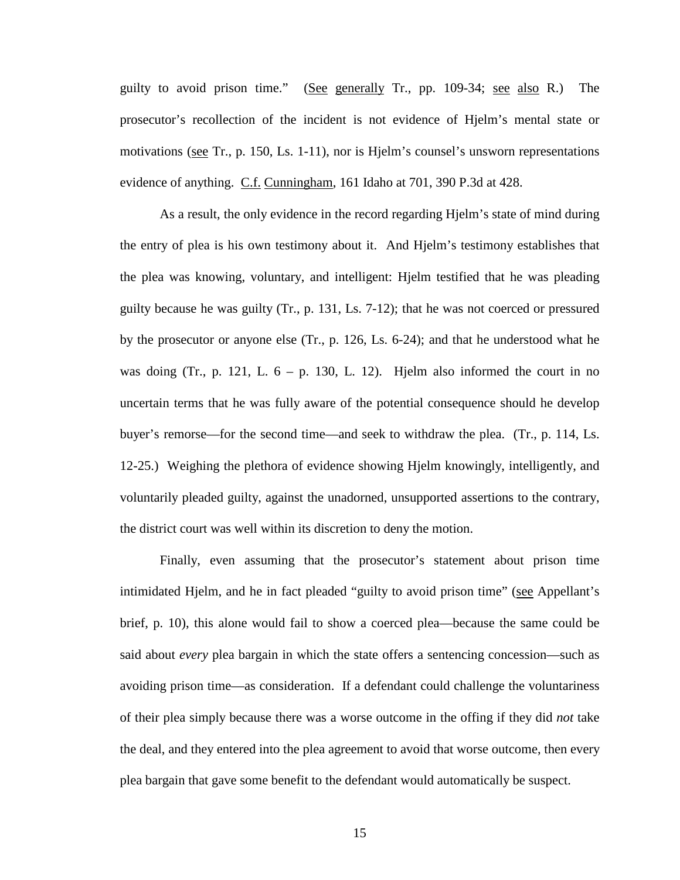guilty to avoid prison time." (See generally Tr., pp. 109-34; see also R.) The prosecutor's recollection of the incident is not evidence of Hjelm's mental state or motivations (see Tr., p. 150, Ls. 1-11), nor is Hjelm's counsel's unsworn representations evidence of anything. C.f. Cunningham, 161 Idaho at 701, 390 P.3d at 428.

As a result, the only evidence in the record regarding Hjelm's state of mind during the entry of plea is his own testimony about it. And Hjelm's testimony establishes that the plea was knowing, voluntary, and intelligent: Hjelm testified that he was pleading guilty because he was guilty (Tr., p. 131, Ls. 7-12); that he was not coerced or pressured by the prosecutor or anyone else (Tr., p. 126, Ls. 6-24); and that he understood what he was doing (Tr., p. 121, L. 6 – p. 130, L. 12). Hjelm also informed the court in no uncertain terms that he was fully aware of the potential consequence should he develop buyer's remorse—for the second time—and seek to withdraw the plea. (Tr., p. 114, Ls. 12-25.) Weighing the plethora of evidence showing Hjelm knowingly, intelligently, and voluntarily pleaded guilty, against the unadorned, unsupported assertions to the contrary, the district court was well within its discretion to deny the motion.

Finally, even assuming that the prosecutor's statement about prison time intimidated Hjelm, and he in fact pleaded "guilty to avoid prison time" (see Appellant's brief, p. 10), this alone would fail to show a coerced plea—because the same could be said about *every* plea bargain in which the state offers a sentencing concession—such as avoiding prison time—as consideration. If a defendant could challenge the voluntariness of their plea simply because there was a worse outcome in the offing if they did *not* take the deal, and they entered into the plea agreement to avoid that worse outcome, then every plea bargain that gave some benefit to the defendant would automatically be suspect.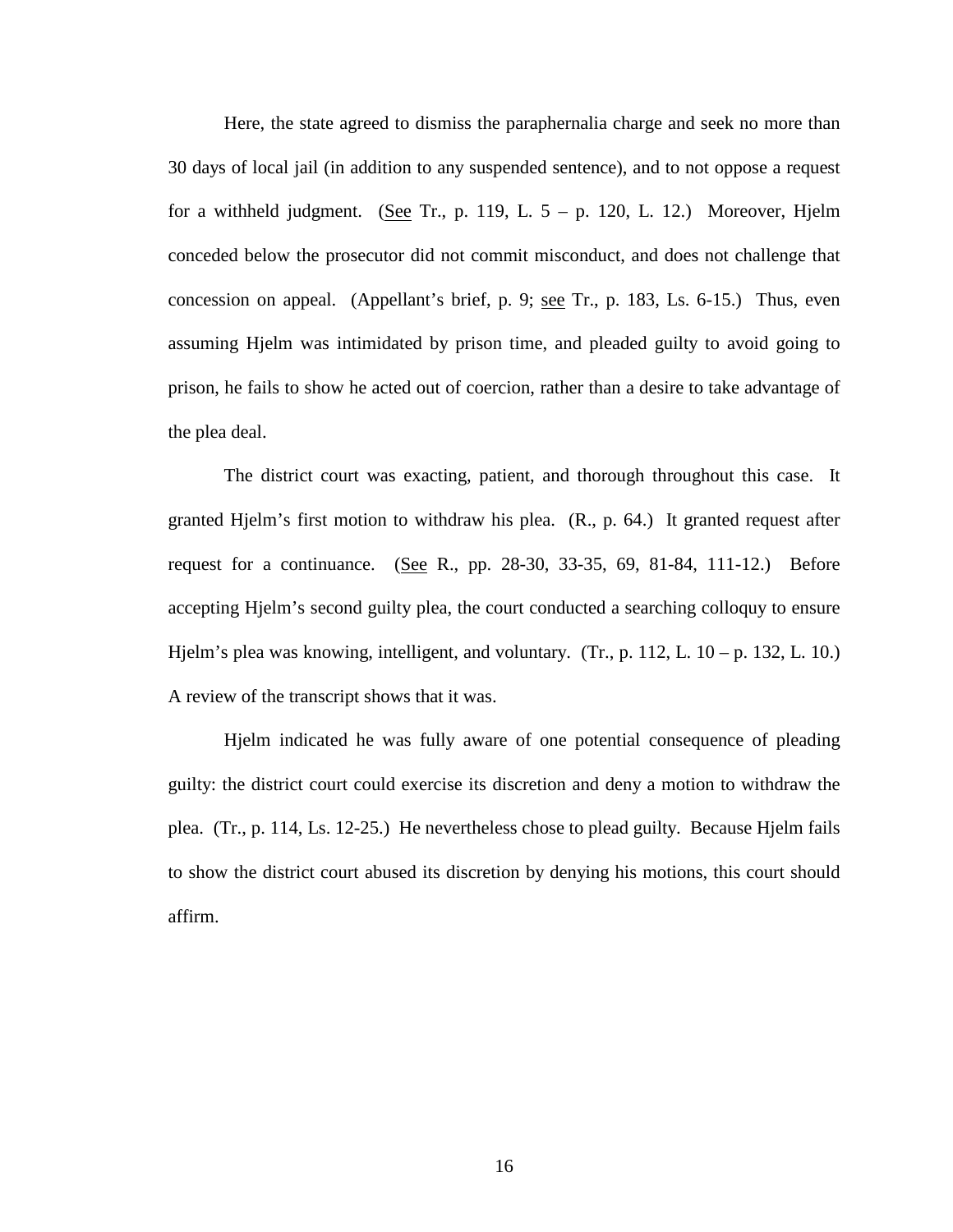Here, the state agreed to dismiss the paraphernalia charge and seek no more than 30 days of local jail (in addition to any suspended sentence), and to not oppose a request for a withheld judgment. (See Tr., p. 119, L. 5 – p. 120, L. 12.) Moreover, Hjelm conceded below the prosecutor did not commit misconduct, and does not challenge that concession on appeal. (Appellant's brief, p. 9; see Tr., p. 183, Ls. 6-15.) Thus, even assuming Hjelm was intimidated by prison time, and pleaded guilty to avoid going to prison, he fails to show he acted out of coercion, rather than a desire to take advantage of the plea deal.

The district court was exacting, patient, and thorough throughout this case. It granted Hjelm's first motion to withdraw his plea. (R., p. 64.) It granted request after request for a continuance. (See R., pp. 28-30, 33-35, 69, 81-84, 111-12.) Before accepting Hjelm's second guilty plea, the court conducted a searching colloquy to ensure Hjelm's plea was knowing, intelligent, and voluntary. (Tr., p. 112, L. 10 – p. 132, L. 10.) A review of the transcript shows that it was.

Hjelm indicated he was fully aware of one potential consequence of pleading guilty: the district court could exercise its discretion and deny a motion to withdraw the plea. (Tr., p. 114, Ls. 12-25.) He nevertheless chose to plead guilty. Because Hjelm fails to show the district court abused its discretion by denying his motions, this court should affirm.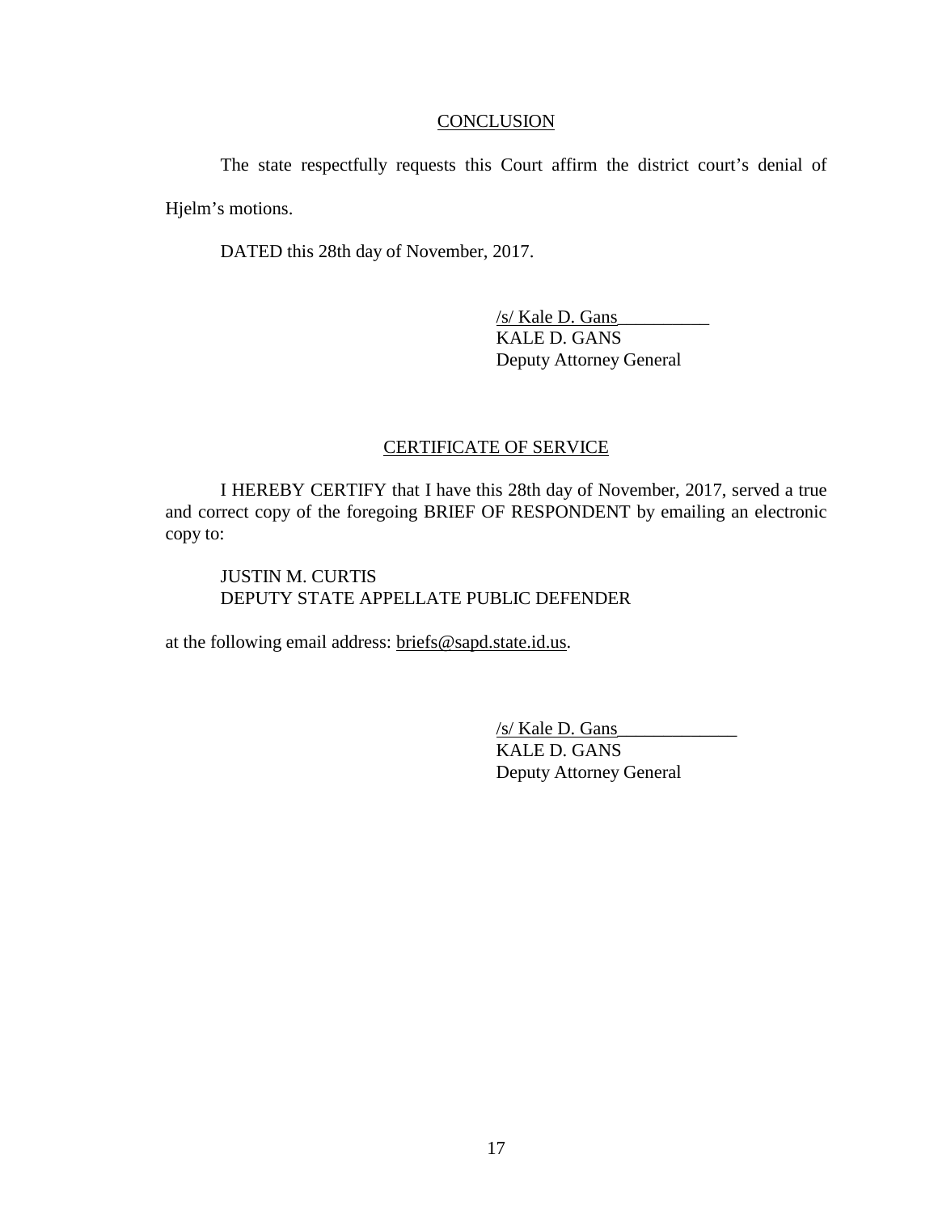## CONCLUSION

The state respectfully requests this Court affirm the district court's denial of Hjelm's motions.

DATED this 28th day of November, 2017.

/s/ Kale D. Gans__________
KALE D. GANS
Deputy Attorney General

## CERTIFICATE OF SERVICE

I HEREBY CERTIFY that I have this 28th day of November, 2017, served a true and correct copy of the foregoing BRIEF OF RESPONDENT by emailing an electronic copy to:

JUSTIN M. CURTIS
DEPUTY STATE APPELLATE PUBLIC DEFENDER

at the following email address: briefs@sapd.state.id.us.

/s/ Kale D. Gans_____________
KALE D. GANS
Deputy Attorney General